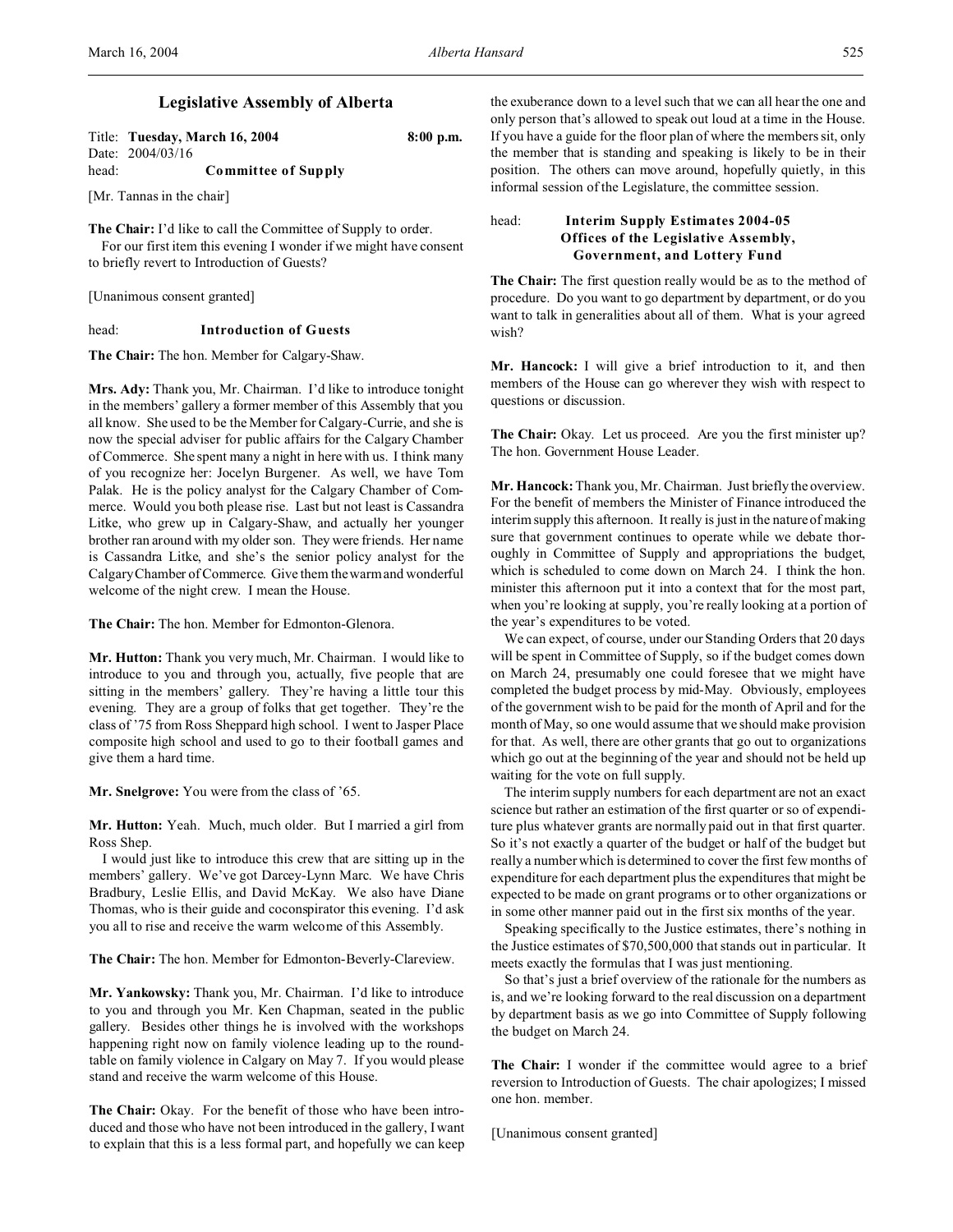# Legislative Assembly of Alberta

Title: **Tuesday, March 16, 2004** **8:00 p.m.**
Date: 2004/03/16
head: **Committee of Supply**

[Mr. Tannas in the chair]

**The Chair:** I'd like to call the Committee of Supply to order.

For our first item this evening I wonder if we might have consent to briefly revert to Introduction of Guests?

[Unanimous consent granted]

head: **Introduction of Guests**

**The Chair:** The hon. Member for Calgary-Shaw.

**Mrs. Ady:** Thank you, Mr. Chairman. I'd like to introduce tonight in the members' gallery a former member of this Assembly that you all know. She used to be the Member for Calgary-Currie, and she is now the special adviser for public affairs for the Calgary Chamber of Commerce. She spent many a night in here with us. I think many of you recognize her: Jocelyn Burgener. As well, we have Tom Palak. He is the policy analyst for the Calgary Chamber of Commerce. Would you both please rise. Last but not least is Cassandra Litke, who grew up in Calgary-Shaw, and actually her younger brother ran around with my older son. They were friends. Her name is Cassandra Litke, and she's the senior policy analyst for the Calgary Chamber of Commerce. Give them the warm and wonderful welcome of the night crew. I mean the House.

**The Chair:** The hon. Member for Edmonton-Glenora.

**Mr. Hutton:** Thank you very much, Mr. Chairman. I would like to introduce to you and through you, actually, five people that are sitting in the members' gallery. They're having a little tour this evening. They are a group of folks that get together. They're the class of '75 from Ross Sheppard high school. I went to Jasper Place composite high school and used to go to their football games and give them a hard time.

**Mr. Snelgrove:** You were from the class of '65.

**Mr. Hutton:** Yeah. Much, much older. But I married a girl from Ross Shep.

I would just like to introduce this crew that are sitting up in the members' gallery. We've got Darcey-Lynn Marc. We have Chris Bradbury, Leslie Ellis, and David McKay. We also have Diane Thomas, who is their guide and coconspirator this evening. I'd ask you all to rise and receive the warm welcome of this Assembly.

**The Chair:** The hon. Member for Edmonton-Beverly-Clareview.

**Mr. Yankowsky:** Thank you, Mr. Chairman. I'd like to introduce to you and through you Mr. Ken Chapman, seated in the public gallery. Besides other things he is involved with the workshops happening right now on family violence leading up to the roundtable on family violence in Calgary on May 7. If you would please stand and receive the warm welcome of this House.

**The Chair:** Okay. For the benefit of those who have been introduced and those who have not been introduced in the gallery, I want to explain that this is a less formal part, and hopefully we can keep the exuberance down to a level such that we can all hear the one and only person that's allowed to speak out loud at a time in the House. If you have a guide for the floor plan of where the members sit, only the member that is standing and speaking is likely to be in their position. The others can move around, hopefully quietly, in this informal session of the Legislature, the committee session.

head: **Interim Supply Estimates 2004-05**
**Offices of the Legislative Assembly, Government, and Lottery Fund**

**The Chair:** The first question really would be as to the method of procedure. Do you want to go department by department, or do you want to talk in generalities about all of them. What is your agreed wish?

**Mr. Hancock:** I will give a brief introduction to it, and then members of the House can go wherever they wish with respect to questions or discussion.

**The Chair:** Okay. Let us proceed. Are you the first minister up? The hon. Government House Leader.

**Mr. Hancock:** Thank you, Mr. Chairman. Just briefly the overview. For the benefit of members the Minister of Finance introduced the interim supply this afternoon. It really is just in the nature of making sure that government continues to operate while we debate thoroughly in Committee of Supply and appropriations the budget, which is scheduled to come down on March 24. I think the hon. minister this afternoon put it into a context that for the most part, when you're looking at supply, you're really looking at a portion of the year's expenditures to be voted.

We can expect, of course, under our Standing Orders that 20 days will be spent in Committee of Supply, so if the budget comes down on March 24, presumably one could foresee that we might have completed the budget process by mid-May. Obviously, employees of the government wish to be paid for the month of April and for the month of May, so one would assume that we should make provision for that. As well, there are other grants that go out to organizations which go out at the beginning of the year and should not be held up waiting for the vote on full supply.

The interim supply numbers for each department are not an exact science but rather an estimation of the first quarter or so of expenditure plus whatever grants are normally paid out in that first quarter. So it's not exactly a quarter of the budget or half of the budget but really a number which is determined to cover the first few months of expenditure for each department plus the expenditures that might be expected to be made on grant programs or to other organizations or in some other manner paid out in the first six months of the year.

Speaking specifically to the Justice estimates, there's nothing in the Justice estimates of $70,500,000 that stands out in particular. It meets exactly the formulas that I was just mentioning.

So that's just a brief overview of the rationale for the numbers as is, and we're looking forward to the real discussion on a department by department basis as we go into Committee of Supply following the budget on March 24.

**The Chair:** I wonder if the committee would agree to a brief reversion to Introduction of Guests. The chair apologizes; I missed one hon. member.

[Unanimous consent granted]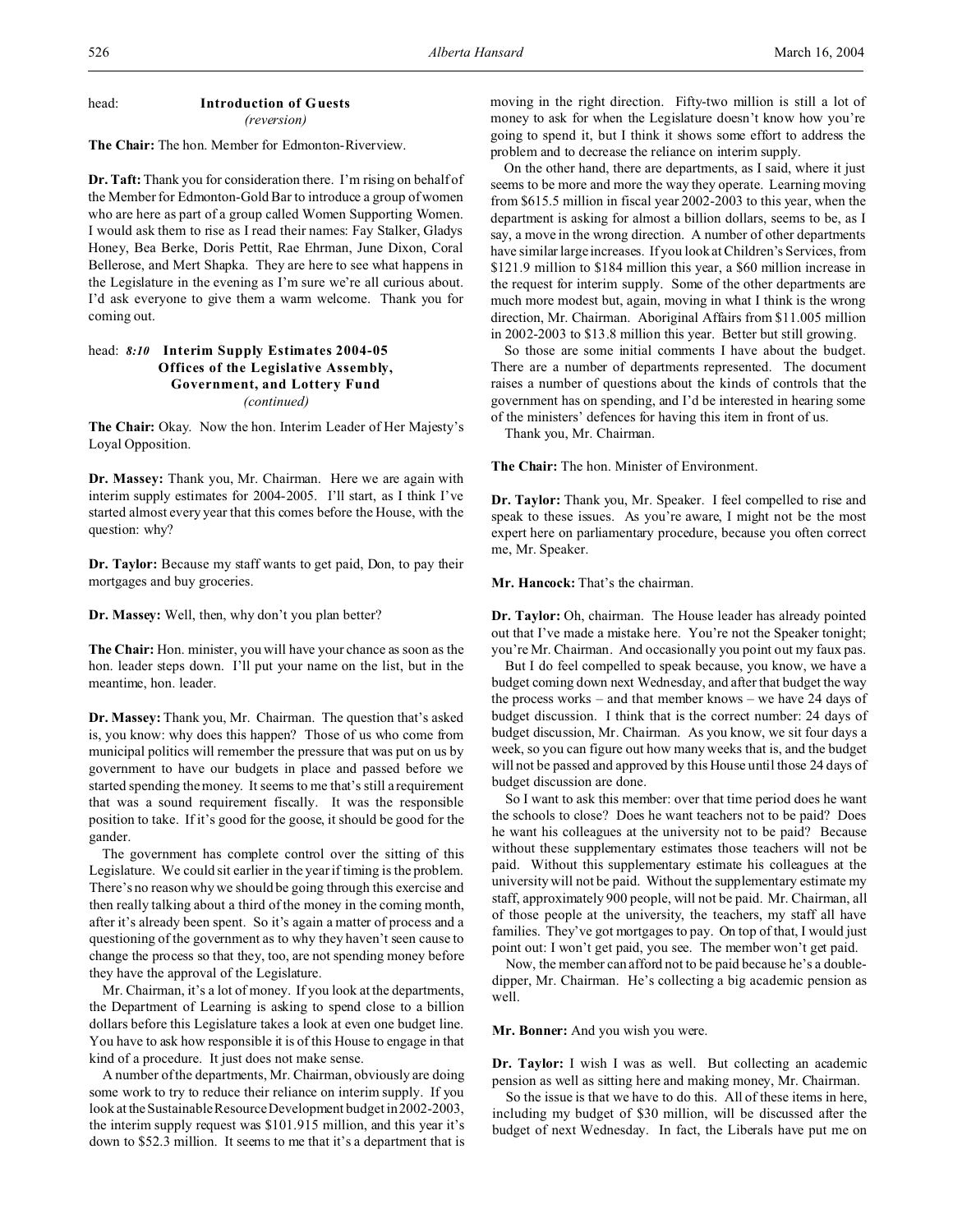head: **Introduction of Guests**
*(reversion)*

**The Chair:** The hon. Member for Edmonton-Riverview.

**Dr. Taft:** Thank you for consideration there. I'm rising on behalf of the Member for Edmonton-Gold Bar to introduce a group of women who are here as part of a group called Women Supporting Women. I would ask them to rise as I read their names: Fay Stalker, Gladys Honey, Bea Berke, Doris Pettit, Rae Ehrman, June Dixon, Coral Bellerose, and Mert Shapka. They are here to see what happens in the Legislature in the evening as I'm sure we're all curious about. I'd ask everyone to give them a warm welcome. Thank you for coming out.

head: *8:10* **Interim Supply Estimates 2004-05**
**Offices of the Legislative Assembly, Government, and Lottery Fund**
*(continued)*

**The Chair:** Okay. Now the hon. Interim Leader of Her Majesty's Loyal Opposition.

**Dr. Massey:** Thank you, Mr. Chairman. Here we are again with interim supply estimates for 2004-2005. I'll start, as I think I've started almost every year that this comes before the House, with the question: why?

**Dr. Taylor:** Because my staff wants to get paid, Don, to pay their mortgages and buy groceries.

**Dr. Massey:** Well, then, why don't you plan better?

**The Chair:** Hon. minister, you will have your chance as soon as the hon. leader steps down. I'll put your name on the list, but in the meantime, hon. leader.

**Dr. Massey:** Thank you, Mr. Chairman. The question that's asked is, you know: why does this happen? Those of us who come from municipal politics will remember the pressure that was put on us by government to have our budgets in place and passed before we started spending the money. It seems to me that's still a requirement that was a sound requirement fiscally. It was the responsible position to take. If it's good for the goose, it should be good for the gander.

The government has complete control over the sitting of this Legislature. We could sit earlier in the year if timing is the problem. There's no reason why we should be going through this exercise and then really talking about a third of the money in the coming month, after it's already been spent. So it's again a matter of process and a questioning of the government as to why they haven't seen cause to change the process so that they, too, are not spending money before they have the approval of the Legislature.

Mr. Chairman, it's a lot of money. If you look at the departments, the Department of Learning is asking to spend close to a billion dollars before this Legislature takes a look at even one budget line. You have to ask how responsible it is of this House to engage in that kind of a procedure. It just does not make sense.

A number of the departments, Mr. Chairman, obviously are doing some work to try to reduce their reliance on interim supply. If you look at the Sustainable Resource Development budget in 2002-2003, the interim supply request was $101.915 million, and this year it's down to $52.3 million. It seems to me that it's a department that is moving in the right direction. Fifty-two million is still a lot of money to ask for when the Legislature doesn't know how you're going to spend it, but I think it shows some effort to address the problem and to decrease the reliance on interim supply.

On the other hand, there are departments, as I said, where it just seems to be more and more the way they operate. Learning moving from $615.5 million in fiscal year 2002-2003 to this year, when the department is asking for almost a billion dollars, seems to be, as I say, a move in the wrong direction. A number of other departments have similar large increases. If you look at Children's Services, from $121.9 million to $184 million this year, a $60 million increase in the request for interim supply. Some of the other departments are much more modest but, again, moving in what I think is the wrong direction, Mr. Chairman. Aboriginal Affairs from $11.005 million in 2002-2003 to $13.8 million this year. Better but still growing.

So those are some initial comments I have about the budget. There are a number of departments represented. The document raises a number of questions about the kinds of controls that the government has on spending, and I'd be interested in hearing some of the ministers' defences for having this item in front of us.

Thank you, Mr. Chairman.

**The Chair:** The hon. Minister of Environment.

**Dr. Taylor:** Thank you, Mr. Speaker. I feel compelled to rise and speak to these issues. As you're aware, I might not be the most expert here on parliamentary procedure, because you often correct me, Mr. Speaker.

**Mr. Hancock:** That's the chairman.

**Dr. Taylor:** Oh, chairman. The House leader has already pointed out that I've made a mistake here. You're not the Speaker tonight; you're Mr. Chairman. And occasionally you point out my faux pas.

But I do feel compelled to speak because, you know, we have a budget coming down next Wednesday, and after that budget the way the process works – and that member knows – we have 24 days of budget discussion. I think that is the correct number: 24 days of budget discussion, Mr. Chairman. As you know, we sit four days a week, so you can figure out how many weeks that is, and the budget will not be passed and approved by this House until those 24 days of budget discussion are done.

So I want to ask this member: over that time period does he want the schools to close? Does he want teachers not to be paid? Does he want his colleagues at the university not to be paid? Because without these supplementary estimates those teachers will not be paid. Without this supplementary estimate his colleagues at the university will not be paid. Without the supplementary estimate my staff, approximately 900 people, will not be paid. Mr. Chairman, all of those people at the university, the teachers, my staff all have families. They've got mortgages to pay. On top of that, I would just point out: I won't get paid, you see. The member won't get paid.

Now, the member can afford not to be paid because he's a double-dipper, Mr. Chairman. He's collecting a big academic pension as well.

**Mr. Bonner:** And you wish you were.

**Dr. Taylor:** I wish I was as well. But collecting an academic pension as well as sitting here and making money, Mr. Chairman.

So the issue is that we have to do this. All of these items in here, including my budget of $30 million, will be discussed after the budget of next Wednesday. In fact, the Liberals have put me on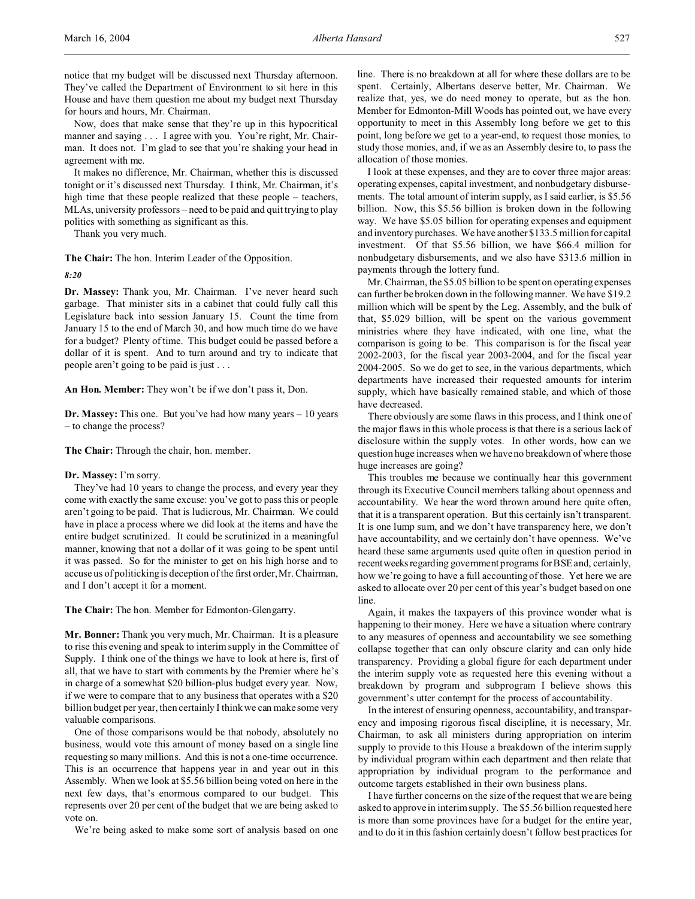notice that my budget will be discussed next Thursday afternoon. They've called the Department of Environment to sit here in this House and have them question me about my budget next Thursday for hours and hours, Mr. Chairman.

Now, does that make sense that they're up in this hypocritical manner and saying . . . I agree with you. You're right, Mr. Chairman. It does not. I'm glad to see that you're shaking your head in agreement with me.

It makes no difference, Mr. Chairman, whether this is discussed tonight or it's discussed next Thursday. I think, Mr. Chairman, it's high time that these people realized that these people – teachers, MLAs, university professors – need to be paid and quit trying to play politics with something as significant as this.

Thank you very much.

**The Chair:** The hon. Interim Leader of the Opposition.

*8:20*

**Dr. Massey:** Thank you, Mr. Chairman. I've never heard such garbage. That minister sits in a cabinet that could fully call this Legislature back into session January 15. Count the time from January 15 to the end of March 30, and how much time do we have for a budget? Plenty of time. This budget could be passed before a dollar of it is spent. And to turn around and try to indicate that people aren't going to be paid is just . . .

**An Hon. Member:** They won't be if we don't pass it, Don.

**Dr. Massey:** This one. But you've had how many years – 10 years – to change the process?

**The Chair:** Through the chair, hon. member.

**Dr. Massey:** I'm sorry.

They've had 10 years to change the process, and every year they come with exactly the same excuse: you've got to pass this or people aren't going to be paid. That is ludicrous, Mr. Chairman. We could have in place a process where we did look at the items and have the entire budget scrutinized. It could be scrutinized in a meaningful manner, knowing that not a dollar of it was going to be spent until it was passed. So for the minister to get on his high horse and to accuse us of politicking is deception of the first order, Mr. Chairman, and I don't accept it for a moment.

**The Chair:** The hon. Member for Edmonton-Glengarry.

**Mr. Bonner:** Thank you very much, Mr. Chairman. It is a pleasure to rise this evening and speak to interim supply in the Committee of Supply. I think one of the things we have to look at here is, first of all, that we have to start with comments by the Premier where he's in charge of a somewhat $20 billion-plus budget every year. Now, if we were to compare that to any business that operates with a $20 billion budget per year, then certainly I think we can make some very valuable comparisons.

One of those comparisons would be that nobody, absolutely no business, would vote this amount of money based on a single line requesting so many millions. And this is not a one-time occurrence. This is an occurrence that happens year in and year out in this Assembly. When we look at $5.56 billion being voted on here in the next few days, that's enormous compared to our budget. This represents over 20 per cent of the budget that we are being asked to vote on.

We're being asked to make some sort of analysis based on one line. There is no breakdown at all for where these dollars are to be spent. Certainly, Albertans deserve better, Mr. Chairman. We realize that, yes, we do need money to operate, but as the hon. Member for Edmonton-Mill Woods has pointed out, we have every opportunity to meet in this Assembly long before we get to this point, long before we get to a year-end, to request those monies, to study those monies, and, if we as an Assembly desire to, to pass the allocation of those monies.

I look at these expenses, and they are to cover three major areas: operating expenses, capital investment, and nonbudgetary disbursements. The total amount of interim supply, as I said earlier, is $5.56 billion. Now, this $5.56 billion is broken down in the following way. We have $5.05 billion for operating expenses and equipment and inventory purchases. We have another $133.5 million for capital investment. Of that $5.56 billion, we have $66.4 million for nonbudgetary disbursements, and we also have $313.6 million in payments through the lottery fund.

Mr. Chairman, the $5.05 billion to be spent on operating expenses can further be broken down in the following manner. We have $19.2 million which will be spent by the Leg. Assembly, and the bulk of that, $5.029 billion, will be spent on the various government ministries where they have indicated, with one line, what the comparison is going to be. This comparison is for the fiscal year 2002-2003, for the fiscal year 2003-2004, and for the fiscal year 2004-2005. So we do get to see, in the various departments, which departments have increased their requested amounts for interim supply, which have basically remained stable, and which of those have decreased.

There obviously are some flaws in this process, and I think one of the major flaws in this whole process is that there is a serious lack of disclosure within the supply votes. In other words, how can we question huge increases when we have no breakdown of where those huge increases are going?

This troubles me because we continually hear this government through its Executive Council members talking about openness and accountability. We hear the word thrown around here quite often, that it is a transparent operation. But this certainly isn't transparent. It is one lump sum, and we don't have transparency here, we don't have accountability, and we certainly don't have openness. We've heard these same arguments used quite often in question period in recent weeks regarding government programs for BSE and, certainly, how we're going to have a full accounting of those. Yet here we are asked to allocate over 20 per cent of this year's budget based on one line.

Again, it makes the taxpayers of this province wonder what is happening to their money. Here we have a situation where contrary to any measures of openness and accountability we see something collapse together that can only obscure clarity and can only hide transparency. Providing a global figure for each department under the interim supply vote as requested here this evening without a breakdown by program and subprogram I believe shows this government's utter contempt for the process of accountability.

In the interest of ensuring openness, accountability, and transparency and imposing rigorous fiscal discipline, it is necessary, Mr. Chairman, to ask all ministers during appropriation on interim supply to provide to this House a breakdown of the interim supply by individual program within each department and then relate that appropriation by individual program to the performance and outcome targets established in their own business plans.

I have further concerns on the size of the request that we are being asked to approve in interim supply. The $5.56 billion requested here is more than some provinces have for a budget for the entire year, and to do it in this fashion certainly doesn't follow best practices for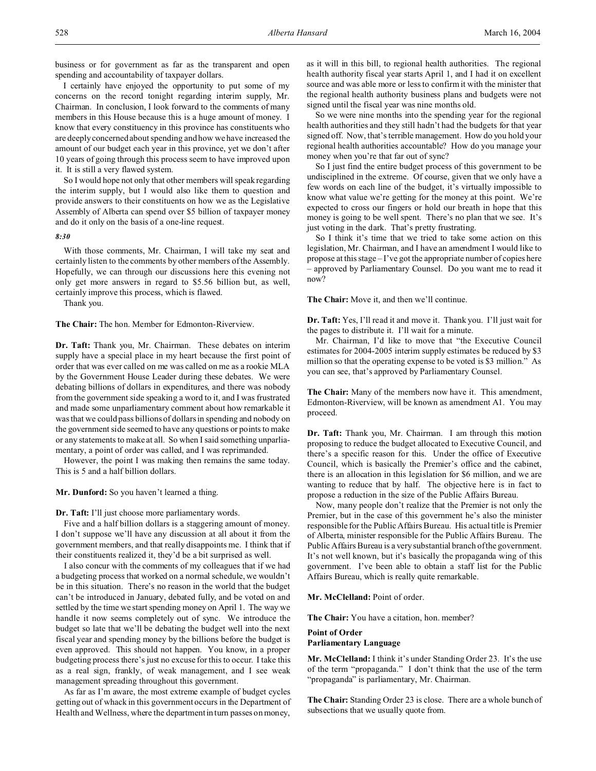business or for government as far as the transparent and open spending and accountability of taxpayer dollars.

I certainly have enjoyed the opportunity to put some of my concerns on the record tonight regarding interim supply, Mr. Chairman. In conclusion, I look forward to the comments of many members in this House because this is a huge amount of money. I know that every constituency in this province has constituents who are deeply concerned about spending and how we have increased the amount of our budget each year in this province, yet we don't after 10 years of going through this process seem to have improved upon it. It is still a very flawed system.

So I would hope not only that other members will speak regarding the interim supply, but I would also like them to question and provide answers to their constituents on how we as the Legislative Assembly of Alberta can spend over $5 billion of taxpayer money and do it only on the basis of a one-line request.

*8:30*

With those comments, Mr. Chairman, I will take my seat and certainly listen to the comments by other members of the Assembly. Hopefully, we can through our discussions here this evening not only get more answers in regard to $5.56 billion but, as well, certainly improve this process, which is flawed.

Thank you.

**The Chair:** The hon. Member for Edmonton-Riverview.

**Dr. Taft:** Thank you, Mr. Chairman. These debates on interim supply have a special place in my heart because the first point of order that was ever called on me was called on me as a rookie MLA by the Government House Leader during these debates. We were debating billions of dollars in expenditures, and there was nobody from the government side speaking a word to it, and I was frustrated and made some unparliamentary comment about how remarkable it was that we could pass billions of dollars in spending and nobody on the government side seemed to have any questions or points to make or any statements to make at all. So when I said something unparliamentary, a point of order was called, and I was reprimanded.

However, the point I was making then remains the same today. This is 5 and a half billion dollars.

**Mr. Dunford:** So you haven't learned a thing.

**Dr. Taft:** I'll just choose more parliamentary words.

Five and a half billion dollars is a staggering amount of money. I don't suppose we'll have any discussion at all about it from the government members, and that really disappoints me. I think that if their constituents realized it, they'd be a bit surprised as well.

I also concur with the comments of my colleagues that if we had a budgeting process that worked on a normal schedule, we wouldn't be in this situation. There's no reason in the world that the budget can't be introduced in January, debated fully, and be voted on and settled by the time we start spending money on April 1. The way we handle it now seems completely out of sync. We introduce the budget so late that we'll be debating the budget well into the next fiscal year and spending money by the billions before the budget is even approved. This should not happen. You know, in a proper budgeting process there's just no excuse for this to occur. I take this as a real sign, frankly, of weak management, and I see weak management spreading throughout this government.

As far as I'm aware, the most extreme example of budget cycles getting out of whack in this government occurs in the Department of Health and Wellness, where the department in turn passes on money, as it will in this bill, to regional health authorities. The regional health authority fiscal year starts April 1, and I had it on excellent source and was able more or less to confirm it with the minister that the regional health authority business plans and budgets were not signed until the fiscal year was nine months old.

So we were nine months into the spending year for the regional health authorities and they still hadn't had the budgets for that year signed off. Now, that's terrible management. How do you hold your regional health authorities accountable? How do you manage your money when you're that far out of sync?

So I just find the entire budget process of this government to be undisciplined in the extreme. Of course, given that we only have a few words on each line of the budget, it's virtually impossible to know what value we're getting for the money at this point. We're expected to cross our fingers or hold our breath in hope that this money is going to be well spent. There's no plan that we see. It's just voting in the dark. That's pretty frustrating.

So I think it's time that we tried to take some action on this legislation, Mr. Chairman, and I have an amendment I would like to propose at this stage – I've got the appropriate number of copies here – approved by Parliamentary Counsel. Do you want me to read it now?

**The Chair:** Move it, and then we'll continue.

**Dr. Taft:** Yes, I'll read it and move it. Thank you. I'll just wait for the pages to distribute it. I'll wait for a minute.

Mr. Chairman, I'd like to move that "the Executive Council estimates for 2004-2005 interim supply estimates be reduced by $3 million so that the operating expense to be voted is $3 million." As you can see, that's approved by Parliamentary Counsel.

**The Chair:** Many of the members now have it. This amendment, Edmonton-Riverview, will be known as amendment A1. You may proceed.

**Dr. Taft:** Thank you, Mr. Chairman. I am through this motion proposing to reduce the budget allocated to Executive Council, and there's a specific reason for this. Under the office of Executive Council, which is basically the Premier's office and the cabinet, there is an allocation in this legislation for $6 million, and we are wanting to reduce that by half. The objective here is in fact to propose a reduction in the size of the Public Affairs Bureau.

Now, many people don't realize that the Premier is not only the Premier, but in the case of this government he's also the minister responsible for the Public Affairs Bureau. His actual title is Premier of Alberta, minister responsible for the Public Affairs Bureau. The Public Affairs Bureau is a very substantial branch of the government. It's not well known, but it's basically the propaganda wing of this government. I've been able to obtain a staff list for the Public Affairs Bureau, which is really quite remarkable.

**Mr. McClelland:** Point of order.

**The Chair:** You have a citation, hon. member?

**Point of Order**
**Parliamentary Language**

**Mr. McClelland:** I think it's under Standing Order 23. It's the use of the term "propaganda." I don't think that the use of the term "propaganda" is parliamentary, Mr. Chairman.

**The Chair:** Standing Order 23 is close. There are a whole bunch of subsections that we usually quote from.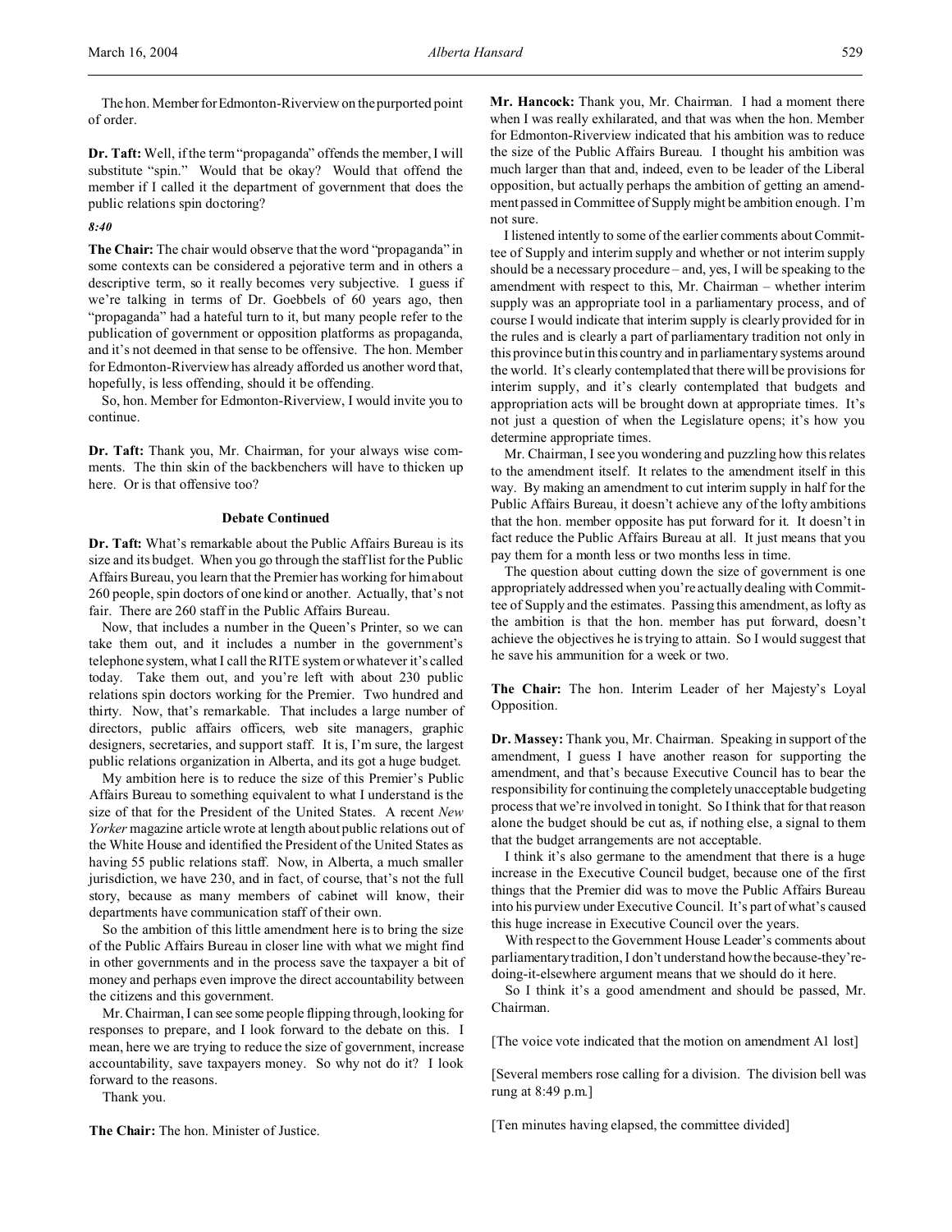The hon. Member for Edmonton-Riverview on the purported point of order.

**Dr. Taft:** Well, if the term "propaganda" offends the member, I will substitute "spin." Would that be okay? Would that offend the member if I called it the department of government that does the public relations spin doctoring?

*8:40*

**The Chair:** The chair would observe that the word "propaganda" in some contexts can be considered a pejorative term and in others a descriptive term, so it really becomes very subjective. I guess if we're talking in terms of Dr. Goebbels of 60 years ago, then "propaganda" had a hateful turn to it, but many people refer to the publication of government or opposition platforms as propaganda, and it's not deemed in that sense to be offensive. The hon. Member for Edmonton-Riverview has already afforded us another word that, hopefully, is less offending, should it be offending.

So, hon. Member for Edmonton-Riverview, I would invite you to continue.

**Dr. Taft:** Thank you, Mr. Chairman, for your always wise comments. The thin skin of the backbenchers will have to thicken up here. Or is that offensive too?

#### Debate Continued

**Dr. Taft:** What's remarkable about the Public Affairs Bureau is its size and its budget. When you go through the staff list for the Public Affairs Bureau, you learn that the Premier has working for him about 260 people, spin doctors of one kind or another. Actually, that's not fair. There are 260 staff in the Public Affairs Bureau.

Now, that includes a number in the Queen's Printer, so we can take them out, and it includes a number in the government's telephone system, what I call the RITE system or whatever it's called today. Take them out, and you're left with about 230 public relations spin doctors working for the Premier. Two hundred and thirty. Now, that's remarkable. That includes a large number of directors, public affairs officers, web site managers, graphic designers, secretaries, and support staff. It is, I'm sure, the largest public relations organization in Alberta, and its got a huge budget.

My ambition here is to reduce the size of this Premier's Public Affairs Bureau to something equivalent to what I understand is the size of that for the President of the United States. A recent *New Yorker* magazine article wrote at length about public relations out of the White House and identified the President of the United States as having 55 public relations staff. Now, in Alberta, a much smaller jurisdiction, we have 230, and in fact, of course, that's not the full story, because as many members of cabinet will know, their departments have communication staff of their own.

So the ambition of this little amendment here is to bring the size of the Public Affairs Bureau in closer line with what we might find in other governments and in the process save the taxpayer a bit of money and perhaps even improve the direct accountability between the citizens and this government.

Mr. Chairman, I can see some people flipping through, looking for responses to prepare, and I look forward to the debate on this. I mean, here we are trying to reduce the size of government, increase accountability, save taxpayers money. So why not do it? I look forward to the reasons.

Thank you.

**The Chair:** The hon. Minister of Justice.

**Mr. Hancock:** Thank you, Mr. Chairman. I had a moment there when I was really exhilarated, and that was when the hon. Member for Edmonton-Riverview indicated that his ambition was to reduce the size of the Public Affairs Bureau. I thought his ambition was much larger than that and, indeed, even to be leader of the Liberal opposition, but actually perhaps the ambition of getting an amendment passed in Committee of Supply might be ambition enough. I'm not sure.

I listened intently to some of the earlier comments about Committee of Supply and interim supply and whether or not interim supply should be a necessary procedure – and, yes, I will be speaking to the amendment with respect to this, Mr. Chairman – whether interim supply was an appropriate tool in a parliamentary process, and of course I would indicate that interim supply is clearly provided for in the rules and is clearly a part of parliamentary tradition not only in this province but in this country and in parliamentary systems around the world. It's clearly contemplated that there will be provisions for interim supply, and it's clearly contemplated that budgets and appropriation acts will be brought down at appropriate times. It's not just a question of when the Legislature opens; it's how you determine appropriate times.

Mr. Chairman, I see you wondering and puzzling how this relates to the amendment itself. It relates to the amendment itself in this way. By making an amendment to cut interim supply in half for the Public Affairs Bureau, it doesn't achieve any of the lofty ambitions that the hon. member opposite has put forward for it. It doesn't in fact reduce the Public Affairs Bureau at all. It just means that you pay them for a month less or two months less in time.

The question about cutting down the size of government is one appropriately addressed when you're actually dealing with Committee of Supply and the estimates. Passing this amendment, as lofty as the ambition is that the hon. member has put forward, doesn't achieve the objectives he is trying to attain. So I would suggest that he save his ammunition for a week or two.

**The Chair:** The hon. Interim Leader of her Majesty's Loyal Opposition.

**Dr. Massey:** Thank you, Mr. Chairman. Speaking in support of the amendment, I guess I have another reason for supporting the amendment, and that's because Executive Council has to bear the responsibility for continuing the completely unacceptable budgeting process that we're involved in tonight. So I think that for that reason alone the budget should be cut as, if nothing else, a signal to them that the budget arrangements are not acceptable.

I think it's also germane to the amendment that there is a huge increase in the Executive Council budget, because one of the first things that the Premier did was to move the Public Affairs Bureau into his purview under Executive Council. It's part of what's caused this huge increase in Executive Council over the years.

With respect to the Government House Leader's comments about parliamentary tradition, I don't understand how the because-they're-doing-it-elsewhere argument means that we should do it here.

So I think it's a good amendment and should be passed, Mr. Chairman.

[The voice vote indicated that the motion on amendment A1 lost]

[Several members rose calling for a division. The division bell was rung at 8:49 p.m.]

[Ten minutes having elapsed, the committee divided]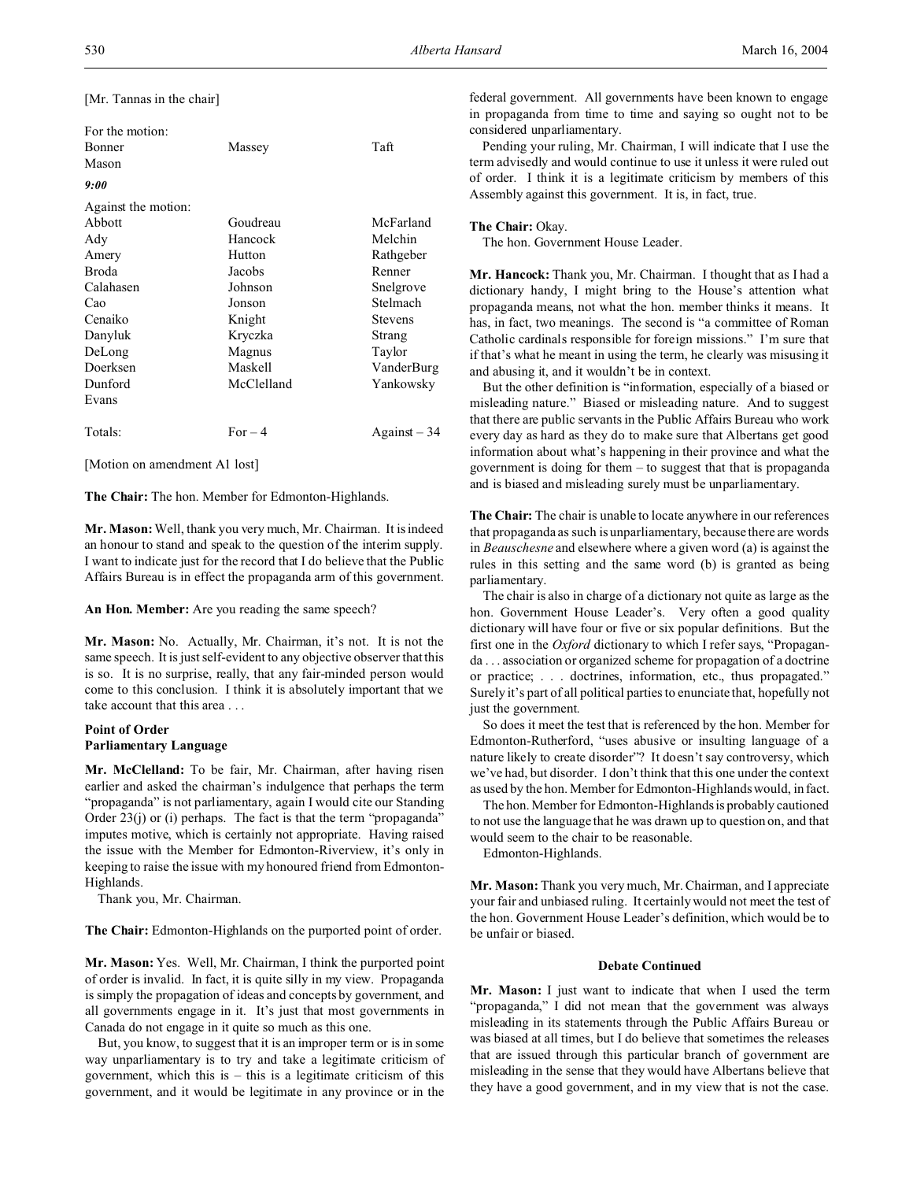[Mr. Tannas in the chair]

For the motion:

| | | |
|---|---|---|
| Bonner | Massey | Taft |
| Mason | | |

*9:00*

Against the motion:

| | | |
|---|---|---|
| Abbott | Goudreau | McFarland |
| Ady | Hancock | Melchin |
| Amery | Hutton | Rathgeber |
| Broda | Jacobs | Renner |
| Calahasen | Johnson | Snelgrove |
| Cao | Jonson | Stelmach |
| Cenaiko | Knight | Stevens |
| Danyluk | Kryczka | Strang |
| DeLong | Magnus | Taylor |
| Doerksen | Maskell | VanderBurg |
| Dunford | McClelland | Yankowsky |
| Evans | | |

| | | |
|---|---|---|
| Totals: | For – 4 | Against – 34 |

[Motion on amendment A1 lost]

**The Chair:** The hon. Member for Edmonton-Highlands.

**Mr. Mason:** Well, thank you very much, Mr. Chairman. It is indeed an honour to stand and speak to the question of the interim supply. I want to indicate just for the record that I do believe that the Public Affairs Bureau is in effect the propaganda arm of this government.

**An Hon. Member:** Are you reading the same speech?

**Mr. Mason:** No. Actually, Mr. Chairman, it's not. It is not the same speech. It is just self-evident to any objective observer that this is so. It is no surprise, really, that any fair-minded person would come to this conclusion. I think it is absolutely important that we take account that this area . . .

### Point of Order
### Parliamentary Language

**Mr. McClelland:** To be fair, Mr. Chairman, after having risen earlier and asked the chairman's indulgence that perhaps the term "propaganda" is not parliamentary, again I would cite our Standing Order 23(j) or (i) perhaps. The fact is that the term "propaganda" imputes motive, which is certainly not appropriate. Having raised the issue with the Member for Edmonton-Riverview, it's only in keeping to raise the issue with my honoured friend from Edmonton-Highlands.

Thank you, Mr. Chairman.

**The Chair:** Edmonton-Highlands on the purported point of order.

**Mr. Mason:** Yes. Well, Mr. Chairman, I think the purported point of order is invalid. In fact, it is quite silly in my view. Propaganda is simply the propagation of ideas and concepts by government, and all governments engage in it. It's just that most governments in Canada do not engage in it quite so much as this one.

But, you know, to suggest that it is an improper term or is in some way unparliamentary is to try and take a legitimate criticism of government, which this is – this is a legitimate criticism of this government, and it would be legitimate in any province or in the federal government. All governments have been known to engage in propaganda from time to time and saying so ought not to be considered unparliamentary.

Pending your ruling, Mr. Chairman, I will indicate that I use the term advisedly and would continue to use it unless it were ruled out of order. I think it is a legitimate criticism by members of this Assembly against this government. It is, in fact, true.

**The Chair:** Okay.

The hon. Government House Leader.

**Mr. Hancock:** Thank you, Mr. Chairman. I thought that as I had a dictionary handy, I might bring to the House's attention what propaganda means, not what the hon. member thinks it means. It has, in fact, two meanings. The second is "a committee of Roman Catholic cardinals responsible for foreign missions." I'm sure that if that's what he meant in using the term, he clearly was misusing it and abusing it, and it wouldn't be in context.

But the other definition is "information, especially of a biased or misleading nature." Biased or misleading nature. And to suggest that there are public servants in the Public Affairs Bureau who work every day as hard as they do to make sure that Albertans get good information about what's happening in their province and what the government is doing for them – to suggest that that is propaganda and is biased and misleading surely must be unparliamentary.

**The Chair:** The chair is unable to locate anywhere in our references that propaganda as such is unparliamentary, because there are words in *Beauschesne* and elsewhere where a given word (a) is against the rules in this setting and the same word (b) is granted as being parliamentary.

The chair is also in charge of a dictionary not quite as large as the hon. Government House Leader's. Very often a good quality dictionary will have four or five or six popular definitions. But the first one in the *Oxford* dictionary to which I refer says, "Propaganda . . . association or organized scheme for propagation of a doctrine or practice; . . . doctrines, information, etc., thus propagated." Surely it's part of all political parties to enunciate that, hopefully not just the government.

So does it meet the test that is referenced by the hon. Member for Edmonton-Rutherford, "uses abusive or insulting language of a nature likely to create disorder"? It doesn't say controversy, which we've had, but disorder. I don't think that this one under the context as used by the hon. Member for Edmonton-Highlands would, in fact.

The hon. Member for Edmonton-Highlands is probably cautioned to not use the language that he was drawn up to question on, and that would seem to the chair to be reasonable.

Edmonton-Highlands.

**Mr. Mason:** Thank you very much, Mr. Chairman, and I appreciate your fair and unbiased ruling. It certainly would not meet the test of the hon. Government House Leader's definition, which would be to be unfair or biased.

### Debate Continued

**Mr. Mason:** I just want to indicate that when I used the term "propaganda," I did not mean that the government was always misleading in its statements through the Public Affairs Bureau or was biased at all times, but I do believe that sometimes the releases that are issued through this particular branch of government are misleading in the sense that they would have Albertans believe that they have a good government, and in my view that is not the case.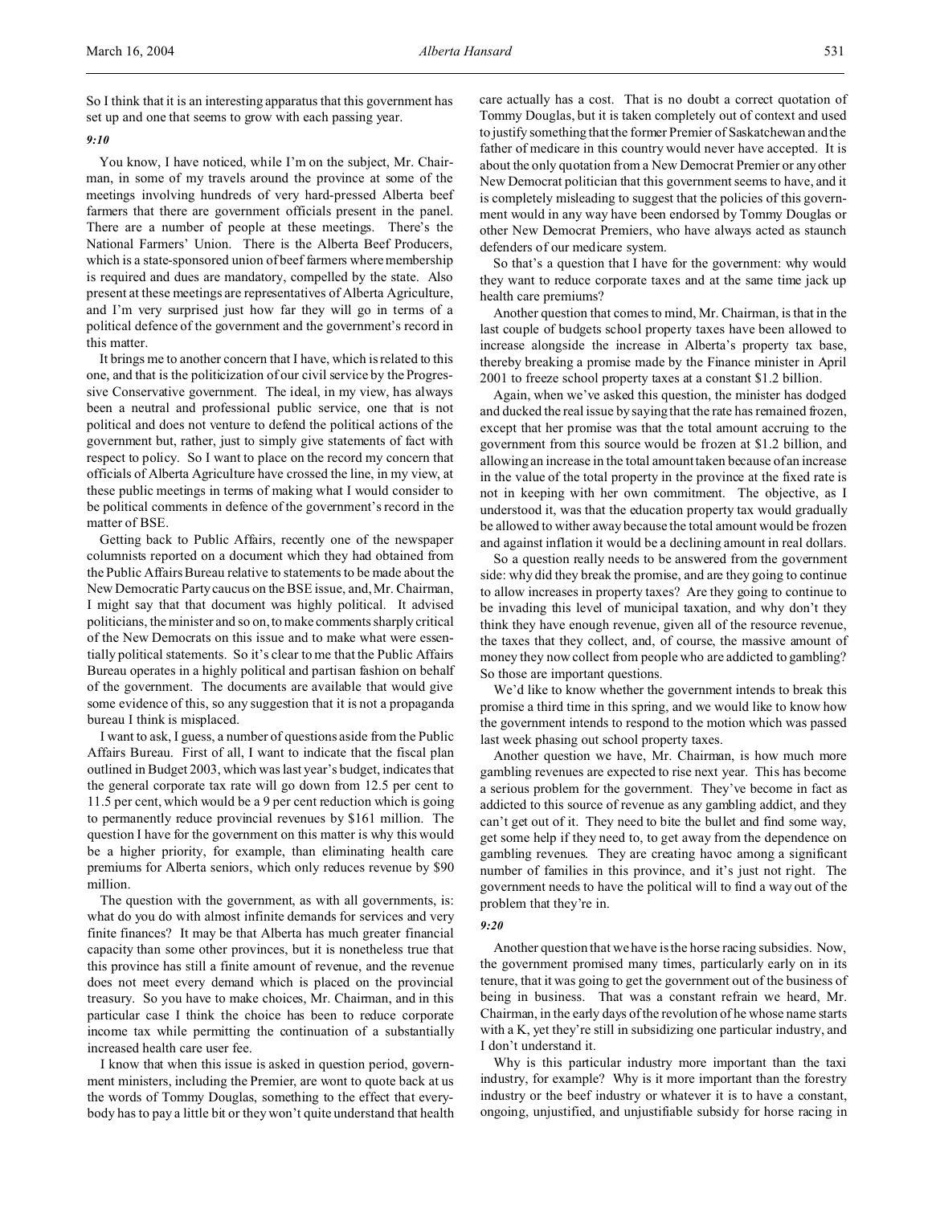So I think that it is an interesting apparatus that this government has set up and one that seems to grow with each passing year.

*9:10*

You know, I have noticed, while I'm on the subject, Mr. Chairman, in some of my travels around the province at some of the meetings involving hundreds of very hard-pressed Alberta beef farmers that there are government officials present in the panel. There are a number of people at these meetings. There's the National Farmers' Union. There is the Alberta Beef Producers, which is a state-sponsored union of beef farmers where membership is required and dues are mandatory, compelled by the state. Also present at these meetings are representatives of Alberta Agriculture, and I'm very surprised just how far they will go in terms of a political defence of the government and the government's record in this matter.

It brings me to another concern that I have, which is related to this one, and that is the politicization of our civil service by the Progressive Conservative government. The ideal, in my view, has always been a neutral and professional public service, one that is not political and does not venture to defend the political actions of the government but, rather, just to simply give statements of fact with respect to policy. So I want to place on the record my concern that officials of Alberta Agriculture have crossed the line, in my view, at these public meetings in terms of making what I would consider to be political comments in defence of the government's record in the matter of BSE.

Getting back to Public Affairs, recently one of the newspaper columnists reported on a document which they had obtained from the Public Affairs Bureau relative to statements to be made about the New Democratic Party caucus on the BSE issue, and, Mr. Chairman, I might say that that document was highly political. It advised politicians, the minister and so on, to make comments sharply critical of the New Democrats on this issue and to make what were essentially political statements. So it's clear to me that the Public Affairs Bureau operates in a highly political and partisan fashion on behalf of the government. The documents are available that would give some evidence of this, so any suggestion that it is not a propaganda bureau I think is misplaced.

I want to ask, I guess, a number of questions aside from the Public Affairs Bureau. First of all, I want to indicate that the fiscal plan outlined in Budget 2003, which was last year's budget, indicates that the general corporate tax rate will go down from 12.5 per cent to 11.5 per cent, which would be a 9 per cent reduction which is going to permanently reduce provincial revenues by $161 million. The question I have for the government on this matter is why this would be a higher priority, for example, than eliminating health care premiums for Alberta seniors, which only reduces revenue by $90 million.

The question with the government, as with all governments, is: what do you do with almost infinite demands for services and very finite finances? It may be that Alberta has much greater financial capacity than some other provinces, but it is nonetheless true that this province has still a finite amount of revenue, and the revenue does not meet every demand which is placed on the provincial treasury. So you have to make choices, Mr. Chairman, and in this particular case I think the choice has been to reduce corporate income tax while permitting the continuation of a substantially increased health care user fee.

I know that when this issue is asked in question period, government ministers, including the Premier, are wont to quote back at us the words of Tommy Douglas, something to the effect that everybody has to pay a little bit or they won't quite understand that health care actually has a cost. That is no doubt a correct quotation of Tommy Douglas, but it is taken completely out of context and used to justify something that the former Premier of Saskatchewan and the father of medicare in this country would never have accepted. It is about the only quotation from a New Democrat Premier or any other New Democrat politician that this government seems to have, and it is completely misleading to suggest that the policies of this government would in any way have been endorsed by Tommy Douglas or other New Democrat Premiers, who have always acted as staunch defenders of our medicare system.

So that's a question that I have for the government: why would they want to reduce corporate taxes and at the same time jack up health care premiums?

Another question that comes to mind, Mr. Chairman, is that in the last couple of budgets school property taxes have been allowed to increase alongside the increase in Alberta's property tax base, thereby breaking a promise made by the Finance minister in April 2001 to freeze school property taxes at a constant $1.2 billion.

Again, when we've asked this question, the minister has dodged and ducked the real issue by saying that the rate has remained frozen, except that her promise was that the total amount accruing to the government from this source would be frozen at $1.2 billion, and allowing an increase in the total amount taken because of an increase in the value of the total property in the province at the fixed rate is not in keeping with her own commitment. The objective, as I understood it, was that the education property tax would gradually be allowed to wither away because the total amount would be frozen and against inflation it would be a declining amount in real dollars.

So a question really needs to be answered from the government side: why did they break the promise, and are they going to continue to allow increases in property taxes? Are they going to continue to be invading this level of municipal taxation, and why don't they think they have enough revenue, given all of the resource revenue, the taxes that they collect, and, of course, the massive amount of money they now collect from people who are addicted to gambling? So those are important questions.

We'd like to know whether the government intends to break this promise a third time in this spring, and we would like to know how the government intends to respond to the motion which was passed last week phasing out school property taxes.

Another question we have, Mr. Chairman, is how much more gambling revenues are expected to rise next year. This has become a serious problem for the government. They've become in fact as addicted to this source of revenue as any gambling addict, and they can't get out of it. They need to bite the bullet and find some way, get some help if they need to, to get away from the dependence on gambling revenues. They are creating havoc among a significant number of families in this province, and it's just not right. The government needs to have the political will to find a way out of the problem that they're in.

*9:20*

Another question that we have is the horse racing subsidies. Now, the government promised many times, particularly early on in its tenure, that it was going to get the government out of the business of being in business. That was a constant refrain we heard, Mr. Chairman, in the early days of the revolution of he whose name starts with a K, yet they're still in subsidizing one particular industry, and I don't understand it.

Why is this particular industry more important than the taxi industry, for example? Why is it more important than the forestry industry or the beef industry or whatever it is to have a constant, ongoing, unjustified, and unjustifiable subsidy for horse racing in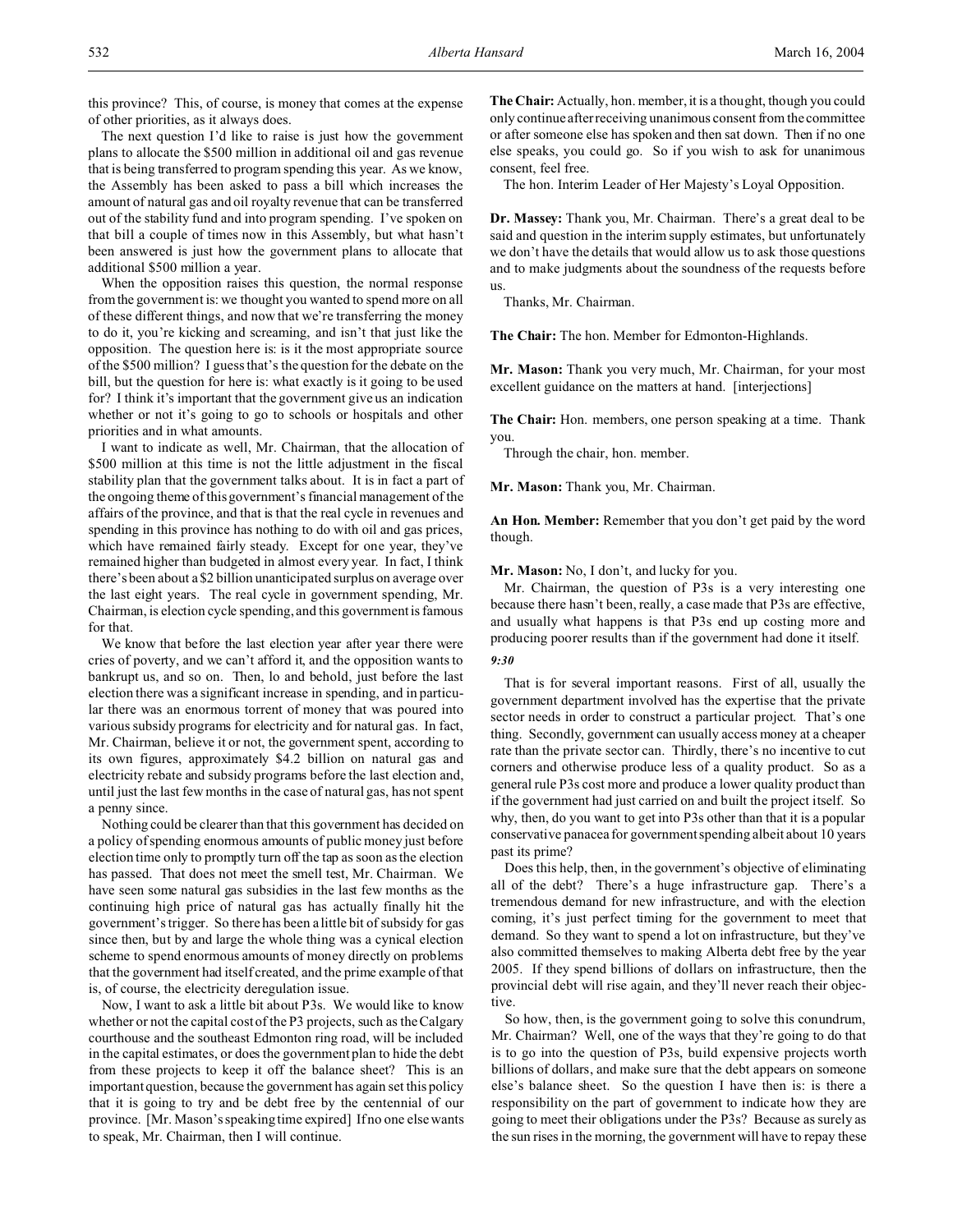this province? This, of course, is money that comes at the expense of other priorities, as it always does.

The next question I'd like to raise is just how the government plans to allocate the $500 million in additional oil and gas revenue that is being transferred to program spending this year. As we know, the Assembly has been asked to pass a bill which increases the amount of natural gas and oil royalty revenue that can be transferred out of the stability fund and into program spending. I've spoken on that bill a couple of times now in this Assembly, but what hasn't been answered is just how the government plans to allocate that additional $500 million a year.

When the opposition raises this question, the normal response from the government is: we thought you wanted to spend more on all of these different things, and now that we're transferring the money to do it, you're kicking and screaming, and isn't that just like the opposition. The question here is: is it the most appropriate source of the $500 million? I guess that's the question for the debate on the bill, but the question for here is: what exactly is it going to be used for? I think it's important that the government give us an indication whether or not it's going to go to schools or hospitals and other priorities and in what amounts.

I want to indicate as well, Mr. Chairman, that the allocation of $500 million at this time is not the little adjustment in the fiscal stability plan that the government talks about. It is in fact a part of the ongoing theme of this government's financial management of the affairs of the province, and that is that the real cycle in revenues and spending in this province has nothing to do with oil and gas prices, which have remained fairly steady. Except for one year, they've remained higher than budgeted in almost every year. In fact, I think there's been about a $2 billion unanticipated surplus on average over the last eight years. The real cycle in government spending, Mr. Chairman, is election cycle spending, and this government is famous for that.

We know that before the last election year after year there were cries of poverty, and we can't afford it, and the opposition wants to bankrupt us, and so on. Then, lo and behold, just before the last election there was a significant increase in spending, and in particular there was an enormous torrent of money that was poured into various subsidy programs for electricity and for natural gas. In fact, Mr. Chairman, believe it or not, the government spent, according to its own figures, approximately $4.2 billion on natural gas and electricity rebate and subsidy programs before the last election and, until just the last few months in the case of natural gas, has not spent a penny since.

Nothing could be clearer than that this government has decided on a policy of spending enormous amounts of public money just before election time only to promptly turn off the tap as soon as the election has passed. That does not meet the smell test, Mr. Chairman. We have seen some natural gas subsidies in the last few months as the continuing high price of natural gas has actually finally hit the government's trigger. So there has been a little bit of subsidy for gas since then, but by and large the whole thing was a cynical election scheme to spend enormous amounts of money directly on problems that the government had itself created, and the prime example of that is, of course, the electricity deregulation issue.

Now, I want to ask a little bit about P3s. We would like to know whether or not the capital cost of the P3 projects, such as the Calgary courthouse and the southeast Edmonton ring road, will be included in the capital estimates, or does the government plan to hide the debt from these projects to keep it off the balance sheet? This is an important question, because the government has again set this policy that it is going to try and be debt free by the centennial of our province. [Mr. Mason's speaking time expired] If no one else wants to speak, Mr. Chairman, then I will continue.

**The Chair:** Actually, hon. member, it is a thought, though you could only continue after receiving unanimous consent from the committee or after someone else has spoken and then sat down. Then if no one else speaks, you could go. So if you wish to ask for unanimous consent, feel free.

The hon. Interim Leader of Her Majesty's Loyal Opposition.

**Dr. Massey:** Thank you, Mr. Chairman. There's a great deal to be said and question in the interim supply estimates, but unfortunately we don't have the details that would allow us to ask those questions and to make judgments about the soundness of the requests before us.

Thanks, Mr. Chairman.

**The Chair:** The hon. Member for Edmonton-Highlands.

**Mr. Mason:** Thank you very much, Mr. Chairman, for your most excellent guidance on the matters at hand. [interjections]

**The Chair:** Hon. members, one person speaking at a time. Thank you.

Through the chair, hon. member.

**Mr. Mason:** Thank you, Mr. Chairman.

**An Hon. Member:** Remember that you don't get paid by the word though.

**Mr. Mason:** No, I don't, and lucky for you.

Mr. Chairman, the question of P3s is a very interesting one because there hasn't been, really, a case made that P3s are effective, and usually what happens is that P3s end up costing more and producing poorer results than if the government had done it itself.

*9:30*

That is for several important reasons. First of all, usually the government department involved has the expertise that the private sector needs in order to construct a particular project. That's one thing. Secondly, government can usually access money at a cheaper rate than the private sector can. Thirdly, there's no incentive to cut corners and otherwise produce less of a quality product. So as a general rule P3s cost more and produce a lower quality product than if the government had just carried on and built the project itself. So why, then, do you want to get into P3s other than that it is a popular conservative panacea for government spending albeit about 10 years past its prime?

Does this help, then, in the government's objective of eliminating all of the debt? There's a huge infrastructure gap. There's a tremendous demand for new infrastructure, and with the election coming, it's just perfect timing for the government to meet that demand. So they want to spend a lot on infrastructure, but they've also committed themselves to making Alberta debt free by the year 2005. If they spend billions of dollars on infrastructure, then the provincial debt will rise again, and they'll never reach their objective.

So how, then, is the government going to solve this conundrum, Mr. Chairman? Well, one of the ways that they're going to do that is to go into the question of P3s, build expensive projects worth billions of dollars, and make sure that the debt appears on someone else's balance sheet. So the question I have then is: is there a responsibility on the part of government to indicate how they are going to meet their obligations under the P3s? Because as surely as the sun rises in the morning, the government will have to repay these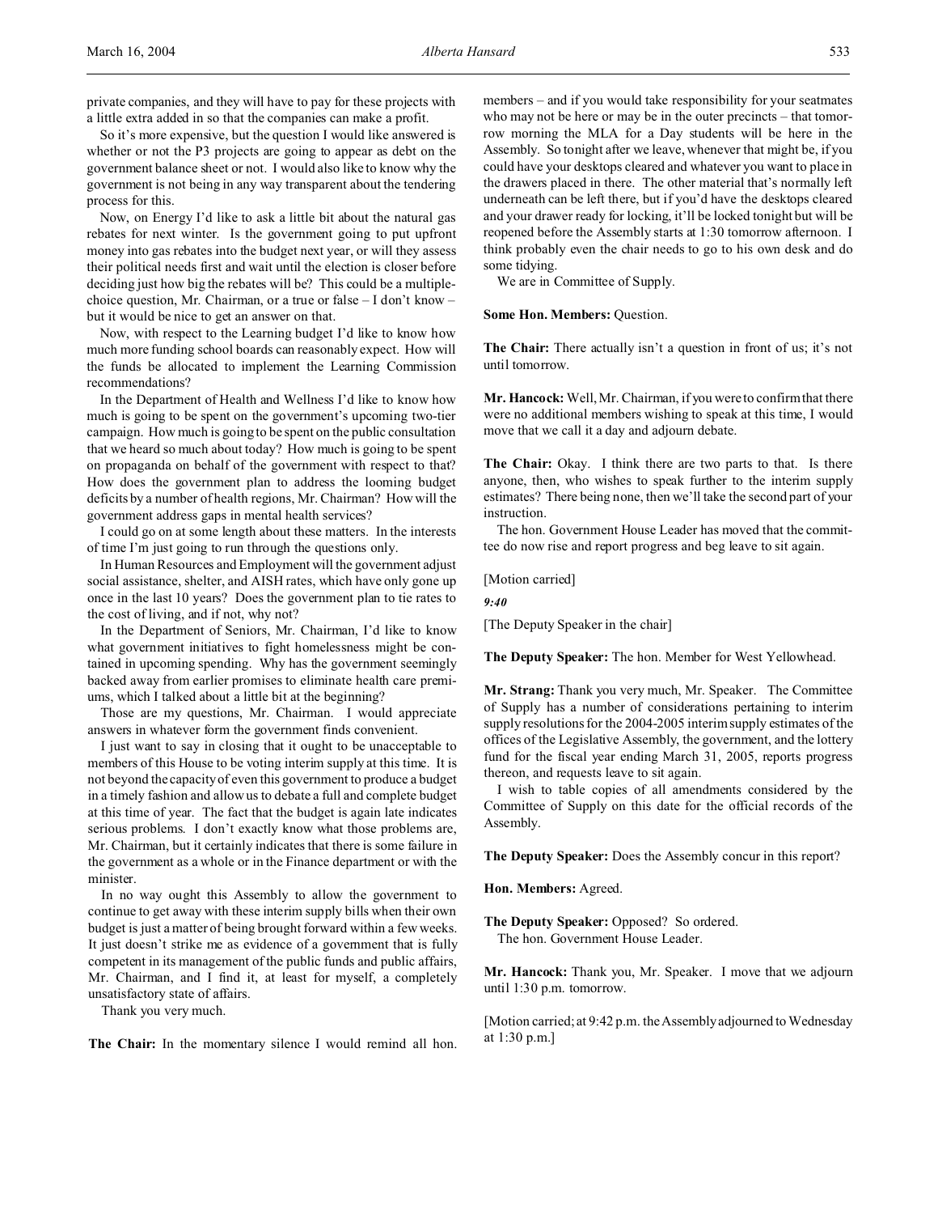private companies, and they will have to pay for these projects with a little extra added in so that the companies can make a profit.

So it's more expensive, but the question I would like answered is whether or not the P3 projects are going to appear as debt on the government balance sheet or not. I would also like to know why the government is not being in any way transparent about the tendering process for this.

Now, on Energy I'd like to ask a little bit about the natural gas rebates for next winter. Is the government going to put upfront money into gas rebates into the budget next year, or will they assess their political needs first and wait until the election is closer before deciding just how big the rebates will be? This could be a multiple-choice question, Mr. Chairman, or a true or false – I don't know – but it would be nice to get an answer on that.

Now, with respect to the Learning budget I'd like to know how much more funding school boards can reasonably expect. How will the funds be allocated to implement the Learning Commission recommendations?

In the Department of Health and Wellness I'd like to know how much is going to be spent on the government's upcoming two-tier campaign. How much is going to be spent on the public consultation that we heard so much about today? How much is going to be spent on propaganda on behalf of the government with respect to that? How does the government plan to address the looming budget deficits by a number of health regions, Mr. Chairman? How will the government address gaps in mental health services?

I could go on at some length about these matters. In the interests of time I'm just going to run through the questions only.

In Human Resources and Employment will the government adjust social assistance, shelter, and AISH rates, which have only gone up once in the last 10 years? Does the government plan to tie rates to the cost of living, and if not, why not?

In the Department of Seniors, Mr. Chairman, I'd like to know what government initiatives to fight homelessness might be contained in upcoming spending. Why has the government seemingly backed away from earlier promises to eliminate health care premiums, which I talked about a little bit at the beginning?

Those are my questions, Mr. Chairman. I would appreciate answers in whatever form the government finds convenient.

I just want to say in closing that it ought to be unacceptable to members of this House to be voting interim supply at this time. It is not beyond the capacity of even this government to produce a budget in a timely fashion and allow us to debate a full and complete budget at this time of year. The fact that the budget is again late indicates serious problems. I don't exactly know what those problems are, Mr. Chairman, but it certainly indicates that there is some failure in the government as a whole or in the Finance department or with the minister.

In no way ought this Assembly to allow the government to continue to get away with these interim supply bills when their own budget is just a matter of being brought forward within a few weeks. It just doesn't strike me as evidence of a government that is fully competent in its management of the public funds and public affairs, Mr. Chairman, and I find it, at least for myself, a completely unsatisfactory state of affairs.

Thank you very much.

**The Chair:** In the momentary silence I would remind all hon. members – and if you would take responsibility for your seatmates who may not be here or may be in the outer precincts – that tomorrow morning the MLA for a Day students will be here in the Assembly. So tonight after we leave, whenever that might be, if you could have your desktops cleared and whatever you want to place in the drawers placed in there. The other material that's normally left underneath can be left there, but if you'd have the desktops cleared and your drawer ready for locking, it'll be locked tonight but will be reopened before the Assembly starts at 1:30 tomorrow afternoon. I think probably even the chair needs to go to his own desk and do some tidying.

We are in Committee of Supply.

**Some Hon. Members:** Question.

**The Chair:** There actually isn't a question in front of us; it's not until tomorrow.

**Mr. Hancock:** Well, Mr. Chairman, if you were to confirm that there were no additional members wishing to speak at this time, I would move that we call it a day and adjourn debate.

**The Chair:** Okay. I think there are two parts to that. Is there anyone, then, who wishes to speak further to the interim supply estimates? There being none, then we'll take the second part of your instruction.

The hon. Government House Leader has moved that the committee do now rise and report progress and beg leave to sit again.

[Motion carried]

*9:40*

[The Deputy Speaker in the chair]

**The Deputy Speaker:** The hon. Member for West Yellowhead.

**Mr. Strang:** Thank you very much, Mr. Speaker. The Committee of Supply has a number of considerations pertaining to interim supply resolutions for the 2004-2005 interim supply estimates of the offices of the Legislative Assembly, the government, and the lottery fund for the fiscal year ending March 31, 2005, reports progress thereon, and requests leave to sit again.

I wish to table copies of all amendments considered by the Committee of Supply on this date for the official records of the Assembly.

**The Deputy Speaker:** Does the Assembly concur in this report?

**Hon. Members:** Agreed.

**The Deputy Speaker:** Opposed? So ordered.

The hon. Government House Leader.

**Mr. Hancock:** Thank you, Mr. Speaker. I move that we adjourn until 1:30 p.m. tomorrow.

[Motion carried; at 9:42 p.m. the Assembly adjourned to Wednesday at 1:30 p.m.]